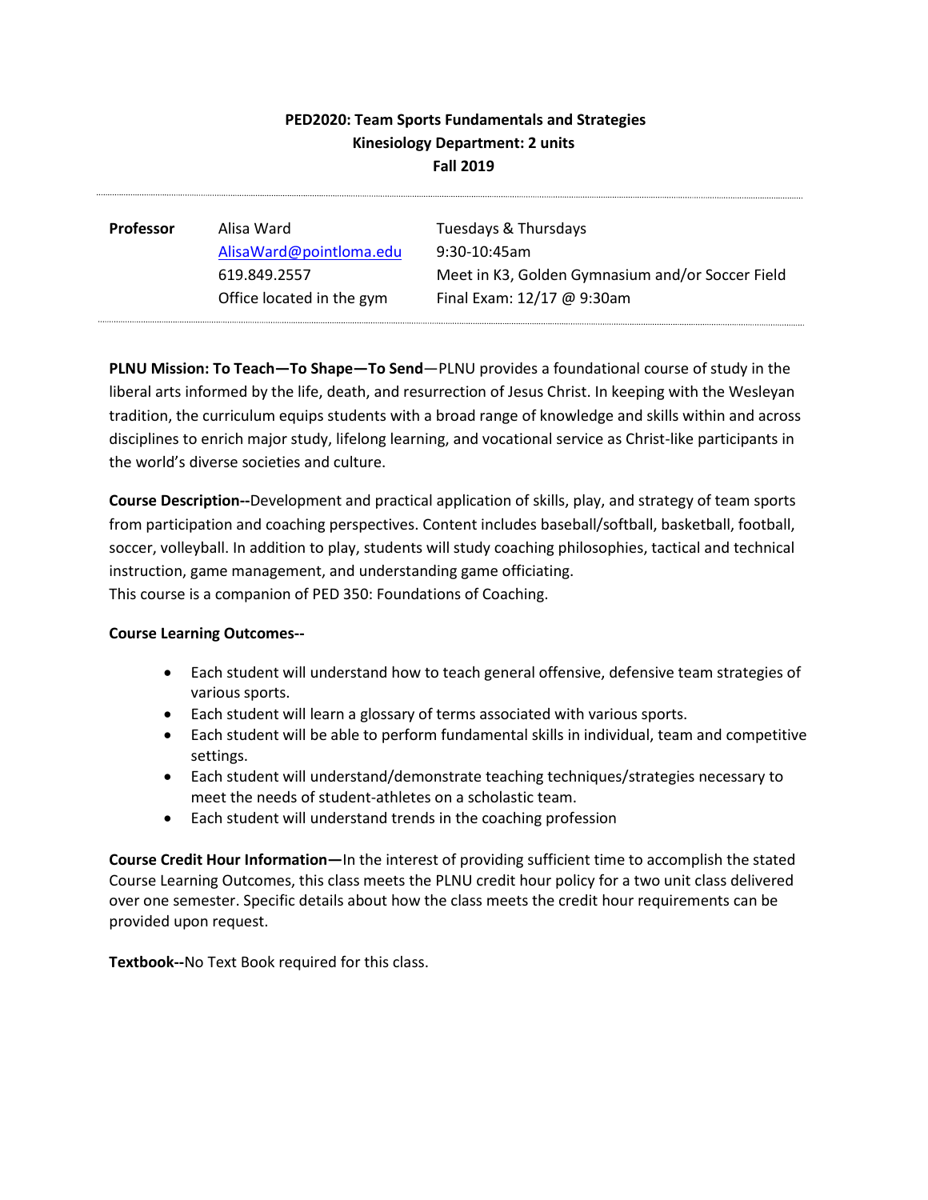# PED2020: Team Sports Fundamentals and Strategies

**Kinesiology Department: 2 units**

**Fall 2019**

---

| **Professor** | Alisa Ward | Tuesdays & Thursdays |
|---|---|---|
| | AlisaWard@pointloma.edu | 9:30-10:45am |
| | 619.849.2557 | Meet in K3, Golden Gymnasium and/or Soccer Field |
| | Office located in the gym | Final Exam: 12/17 @ 9:30am |

---

**PLNU Mission: To Teach—To Shape—To Send**—PLNU provides a foundational course of study in the liberal arts informed by the life, death, and resurrection of Jesus Christ. In keeping with the Wesleyan tradition, the curriculum equips students with a broad range of knowledge and skills within and across disciplines to enrich major study, lifelong learning, and vocational service as Christ-like participants in the world's diverse societies and culture.

**Course Description--**Development and practical application of skills, play, and strategy of team sports from participation and coaching perspectives. Content includes baseball/softball, basketball, football, soccer, volleyball. In addition to play, students will study coaching philosophies, tactical and technical instruction, game management, and understanding game officiating.
This course is a companion of PED 350: Foundations of Coaching.

**Course Learning Outcomes--**

- Each student will understand how to teach general offensive, defensive team strategies of various sports.
- Each student will learn a glossary of terms associated with various sports.
- Each student will be able to perform fundamental skills in individual, team and competitive settings.
- Each student will understand/demonstrate teaching techniques/strategies necessary to meet the needs of student-athletes on a scholastic team.
- Each student will understand trends in the coaching profession

**Course Credit Hour Information—**In the interest of providing sufficient time to accomplish the stated Course Learning Outcomes, this class meets the PLNU credit hour policy for a two unit class delivered over one semester. Specific details about how the class meets the credit hour requirements can be provided upon request.

**Textbook--**No Text Book required for this class.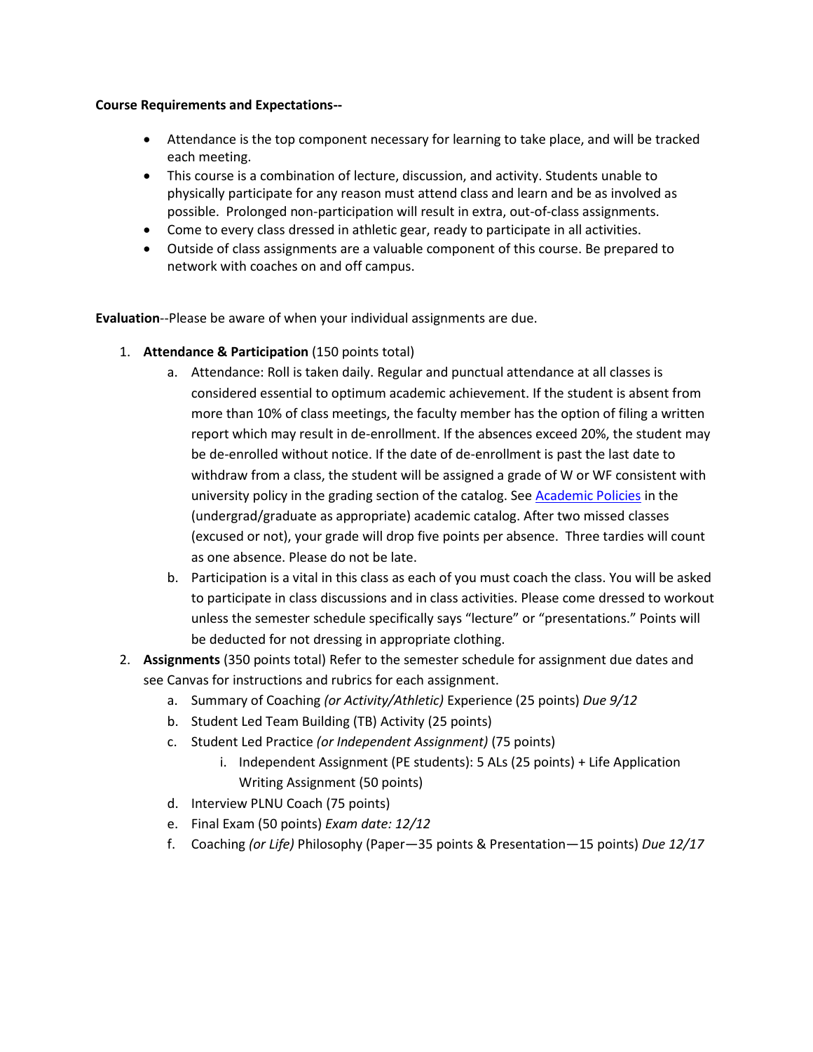**Course Requirements and Expectations--**

- Attendance is the top component necessary for learning to take place, and will be tracked each meeting.
- This course is a combination of lecture, discussion, and activity. Students unable to physically participate for any reason must attend class and learn and be as involved as possible. Prolonged non-participation will result in extra, out-of-class assignments.
- Come to every class dressed in athletic gear, ready to participate in all activities.
- Outside of class assignments are a valuable component of this course. Be prepared to network with coaches on and off campus.

**Evaluation**--Please be aware of when your individual assignments are due.

1. **Attendance & Participation** (150 points total)
   a. Attendance: Roll is taken daily. Regular and punctual attendance at all classes is considered essential to optimum academic achievement. If the student is absent from more than 10% of class meetings, the faculty member has the option of filing a written report which may result in de-enrollment. If the absences exceed 20%, the student may be de-enrolled without notice. If the date of de-enrollment is past the last date to withdraw from a class, the student will be assigned a grade of W or WF consistent with university policy in the grading section of the catalog. See [Academic Policies] in the (undergrad/graduate as appropriate) academic catalog. After two missed classes (excused or not), your grade will drop five points per absence. Three tardies will count as one absence. Please do not be late.
   b. Participation is a vital in this class as each of you must coach the class. You will be asked to participate in class discussions and in class activities. Please come dressed to workout unless the semester schedule specifically says "lecture" or "presentations." Points will be deducted for not dressing in appropriate clothing.
2. **Assignments** (350 points total) Refer to the semester schedule for assignment due dates and see Canvas for instructions and rubrics for each assignment.
   a. Summary of Coaching *(or Activity/Athletic)* Experience (25 points) *Due 9/12*
   b. Student Led Team Building (TB) Activity (25 points)
   c. Student Led Practice *(or Independent Assignment)* (75 points)
      i. Independent Assignment (PE students): 5 ALs (25 points) + Life Application Writing Assignment (50 points)
   d. Interview PLNU Coach (75 points)
   e. Final Exam (50 points) *Exam date: 12/12*
   f. Coaching *(or Life)* Philosophy (Paper—35 points & Presentation—15 points) *Due 12/17*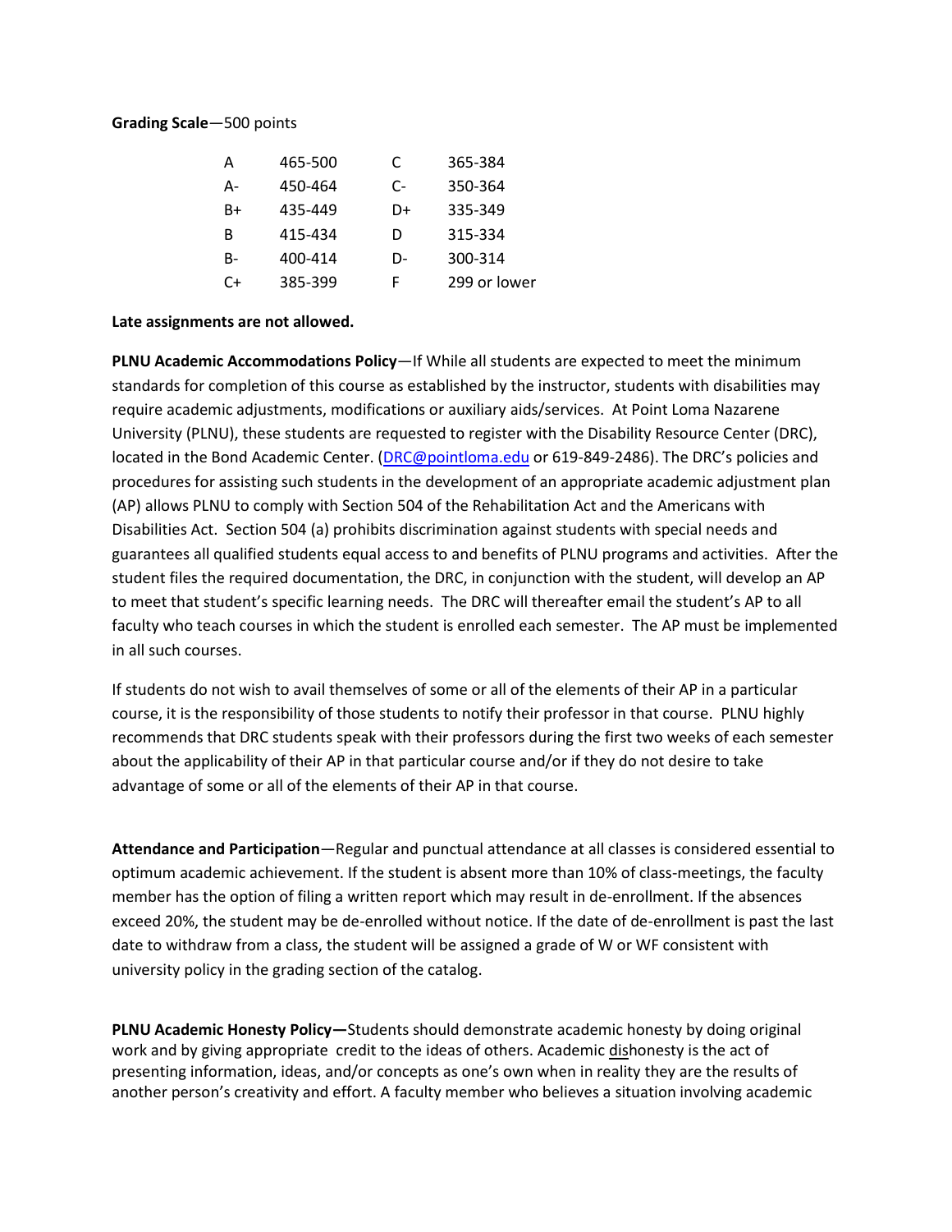**Grading Scale**—500 points

| | | | |
|---|---|---|---|
| A | 465-500 | C | 365-384 |
| A- | 450-464 | C- | 350-364 |
| B+ | 435-449 | D+ | 335-349 |
| B | 415-434 | D | 315-334 |
| B- | 400-414 | D- | 300-314 |
| C+ | 385-399 | F | 299 or lower |

**Late assignments are not allowed.**

**PLNU Academic Accommodations Policy**—If While all students are expected to meet the minimum standards for completion of this course as established by the instructor, students with disabilities may require academic adjustments, modifications or auxiliary aids/services. At Point Loma Nazarene University (PLNU), these students are requested to register with the Disability Resource Center (DRC), located in the Bond Academic Center. (DRC@pointloma.edu or 619-849-2486). The DRC's policies and procedures for assisting such students in the development of an appropriate academic adjustment plan (AP) allows PLNU to comply with Section 504 of the Rehabilitation Act and the Americans with Disabilities Act. Section 504 (a) prohibits discrimination against students with special needs and guarantees all qualified students equal access to and benefits of PLNU programs and activities. After the student files the required documentation, the DRC, in conjunction with the student, will develop an AP to meet that student's specific learning needs. The DRC will thereafter email the student's AP to all faculty who teach courses in which the student is enrolled each semester. The AP must be implemented in all such courses.

If students do not wish to avail themselves of some or all of the elements of their AP in a particular course, it is the responsibility of those students to notify their professor in that course. PLNU highly recommends that DRC students speak with their professors during the first two weeks of each semester about the applicability of their AP in that particular course and/or if they do not desire to take advantage of some or all of the elements of their AP in that course.

**Attendance and Participation**—Regular and punctual attendance at all classes is considered essential to optimum academic achievement. If the student is absent more than 10% of class-meetings, the faculty member has the option of filing a written report which may result in de-enrollment. If the absences exceed 20%, the student may be de-enrolled without notice. If the date of de-enrollment is past the last date to withdraw from a class, the student will be assigned a grade of W or WF consistent with university policy in the grading section of the catalog.

**PLNU Academic Honesty Policy—**Students should demonstrate academic honesty by doing original work and by giving appropriate credit to the ideas of others. Academic dishonesty is the act of presenting information, ideas, and/or concepts as one's own when in reality they are the results of another person's creativity and effort. A faculty member who believes a situation involving academic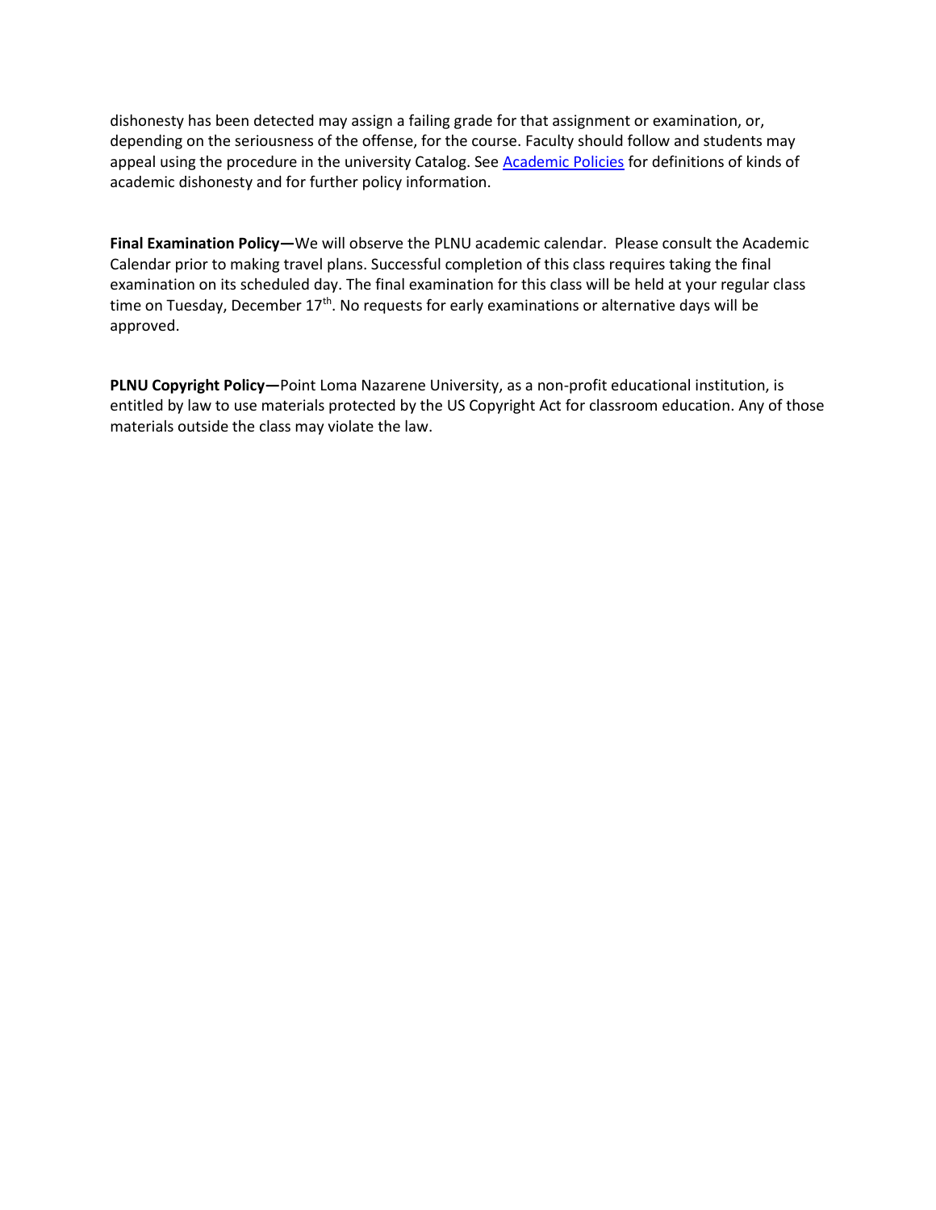dishonesty has been detected may assign a failing grade for that assignment or examination, or, depending on the seriousness of the offense, for the course. Faculty should follow and students may appeal using the procedure in the university Catalog. See Academic Policies for definitions of kinds of academic dishonesty and for further policy information.

**Final Examination Policy—**We will observe the PLNU academic calendar. Please consult the Academic Calendar prior to making travel plans. Successful completion of this class requires taking the final examination on its scheduled day. The final examination for this class will be held at your regular class time on Tuesday, December 17th. No requests for early examinations or alternative days will be approved.

**PLNU Copyright Policy—**Point Loma Nazarene University, as a non-profit educational institution, is entitled by law to use materials protected by the US Copyright Act for classroom education. Any of those materials outside the class may violate the law.